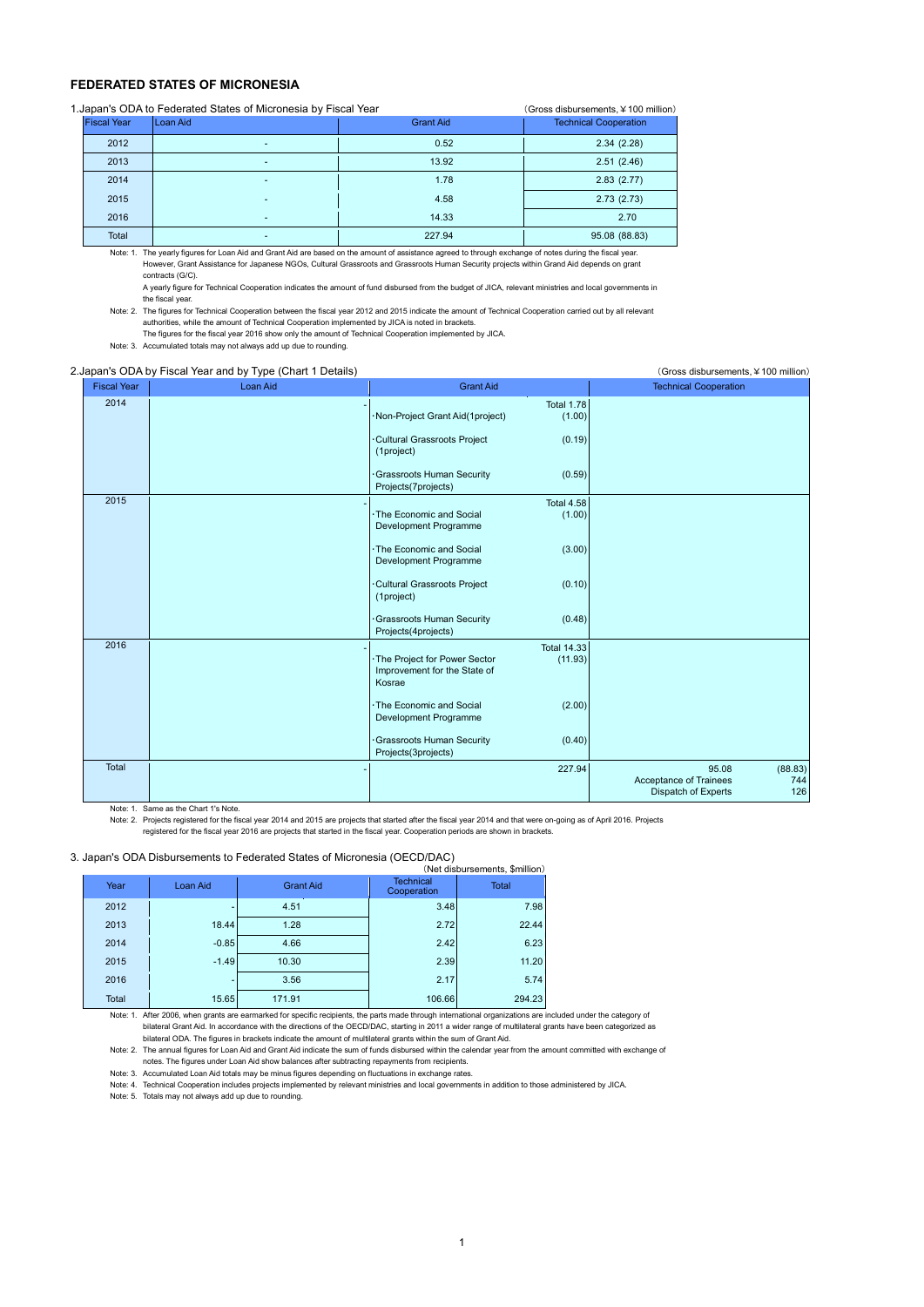# FEDERATED STATES OF MICRONESIA

1.Japan's ODA to Federated States of Micronesia by Fiscal Year

(Gross disbursements, ¥100 million)

| Fiscal Year | Loan Aid | Grant Aid | Technical Cooperation |
|---|---|---|---|
| 2012 | - | 0.52 | 2.34 (2.28) |
| 2013 | - | 13.92 | 2.51 (2.46) |
| 2014 | - | 1.78 | 2.83 (2.77) |
| 2015 | - | 4.58 | 2.73 (2.73) |
| 2016 | - | 14.33 | 2.70 |
| Total | - | 227.94 | 95.08 (88.83) |

Note: 1. The yearly figures for Loan Aid and Grant Aid are based on the amount of assistance agreed to through exchange of notes during the fiscal year. However, Grant Assistance for Japanese NGOs, Cultural Grassroots and Grassroots Human Security projects within Grand Aid depends on grant contracts (G/C).
A yearly figure for Technical Cooperation indicates the amount of fund disbursed from the budget of JICA, relevant ministries and local governments in the fiscal year.

Note: 2. The figures for Technical Cooperation between the fiscal year 2012 and 2015 indicate the amount of Technical Cooperation carried out by all relevant authorities, while the amount of Technical Cooperation implemented by JICA is noted in brackets.
The figures for the fiscal year 2016 show only the amount of Technical Cooperation implemented by JICA.

Note: 3. Accumulated totals may not always add up due to rounding.

2.Japan's ODA by Fiscal Year and by Type (Chart 1 Details)

(Gross disbursements, ¥100 million)

| Fiscal Year | Loan Aid | Grant Aid | Technical Cooperation |
|---|---|---|---|
| 2014 | - | Total 1.78<br>·Non-Project Grant Aid(1project) (1.00)<br>·Cultural Grassroots Project (1project) (0.19)<br>·Grassroots Human Security Projects(7projects) (0.59) | |
| 2015 | - | Total 4.58<br>·The Economic and Social Development Programme (1.00)<br>·The Economic and Social Development Programme (3.00)<br>·Cultural Grassroots Project (1project) (0.10)<br>·Grassroots Human Security Projects(4projects) (0.48) | |
| 2016 | - | Total 14.33<br>·The Project for Power Sector Improvement for the State of Kosrae (11.93)<br>·The Economic and Social Development Programme (2.00)<br>·Grassroots Human Security Projects(3projects) (0.40) | |
| Total | - | 227.94 | 95.08 (88.83)<br>Acceptance of Trainees 744<br>Dispatch of Experts 126 |

Note: 1. Same as the Chart 1's Note.

Note: 2. Projects registered for the fiscal year 2014 and 2015 are projects that started after the fiscal year 2014 and that were on-going as of April 2016. Projects registered for the fiscal year 2016 are projects that started in the fiscal year 2016. Cooperation periods are shown in brackets.

3. Japan's ODA Disbursements to Federated States of Micronesia (OECD/DAC)

(Net disbursements, $million)

| Year | Loan Aid | Grant Aid | Technical Cooperation | Total |
|---|---|---|---|---|
| 2012 | - | 4.51 | 3.48 | 7.98 |
| 2013 | 18.44 | 1.28 | 2.72 | 22.44 |
| 2014 | -0.85 | 4.66 | 2.42 | 6.23 |
| 2015 | -1.49 | 10.30 | 2.39 | 11.20 |
| 2016 | - | 3.56 | 2.17 | 5.74 |
| Total | 15.65 | 171.91 | 106.66 | 294.23 |

Note: 1. After 2006, when grants are earmarked for specific recipients, the parts made through international organizations are included under the category of bilateral Grant Aid. In accordance with the directions of the OECD/DAC, starting in 2011 a wider range of multilateral grants have been categorized as bilateral ODA. The figures in brackets indicate the amount of multilateral grants within the sum of Grant Aid.

Note: 2. The annual figures for Loan Aid and Grant Aid indicate the sum of funds disbursed within the calendar year from the amount committed with exchange of notes. The figures under Loan Aid show balances after subtracting repayments from recipients.

Note: 3. Accumulated Loan Aid totals may be minus figures depending on fluctuations in exchange rates.

Note: 4. Technical Cooperation includes projects implemented by relevant ministries and local governments in addition to those administered by JICA.

Note: 5. Totals may not always add up due to rounding.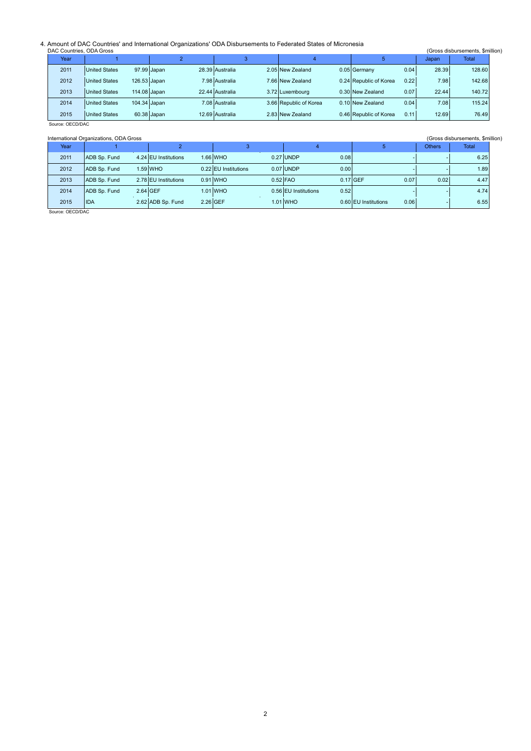## 4. Amount of DAC Countries' and International Organizations' ODA Disbursements to Federated States of Micronesia

DAC Countries, ODA Gross

(Gross disbursements, $million)

| Year | 1 | | 2 | | 3 | | 4 | | 5 | | Japan | Total |
|---|---|---|---|---|---|---|---|---|---|---|---|---|
| 2011 | United States | 97.99 | Japan | 28.39 | Australia | 2.05 | New Zealand | 0.05 | Germany | 0.04 | 28.39 | 128.60 |
| 2012 | United States | 126.53 | Japan | 7.98 | Australia | 7.66 | New Zealand | 0.24 | Republic of Korea | 0.22 | 7.98 | 142.68 |
| 2013 | United States | 114.08 | Japan | 22.44 | Australia | 3.72 | Luxembourg | 0.30 | New Zealand | 0.07 | 22.44 | 140.72 |
| 2014 | United States | 104.34 | Japan | 7.08 | Australia | 3.66 | Republic of Korea | 0.10 | New Zealand | 0.04 | 7.08 | 115.24 |
| 2015 | United States | 60.38 | Japan | 12.69 | Australia | 2.83 | New Zealand | 0.46 | Republic of Korea | 0.11 | 12.69 | 76.49 |

Source: OECD/DAC

International Organizations, ODA Gross

(Gross disbursements, $million)

| Year | 1 | | 2 | | 3 | | 4 | | 5 | | Others | Total |
|---|---|---|---|---|---|---|---|---|---|---|---|---|
| 2011 | ADB Sp. Fund | 4.24 | EU Institutions | 1.66 | WHO | 0.27 | UNDP | 0.08 | | - | - | 6.25 |
| 2012 | ADB Sp. Fund | 1.59 | WHO | 0.22 | EU Institutions | 0.07 | UNDP | 0.00 | | - | - | 1.89 |
| 2013 | ADB Sp. Fund | 2.78 | EU Institutions | 0.91 | WHO | 0.52 | FAO | 0.17 | GEF | 0.07 | 0.02 | 4.47 |
| 2014 | ADB Sp. Fund | 2.64 | GEF | 1.01 | WHO | 0.56 | EU Institutions | 0.52 | | - | - | 4.74 |
| 2015 | IDA | 2.62 | ADB Sp. Fund | 2.26 | GEF | 1.01 | WHO | 0.60 | EU Institutions | 0.06 | - | 6.55 |

Source: OECD/DAC